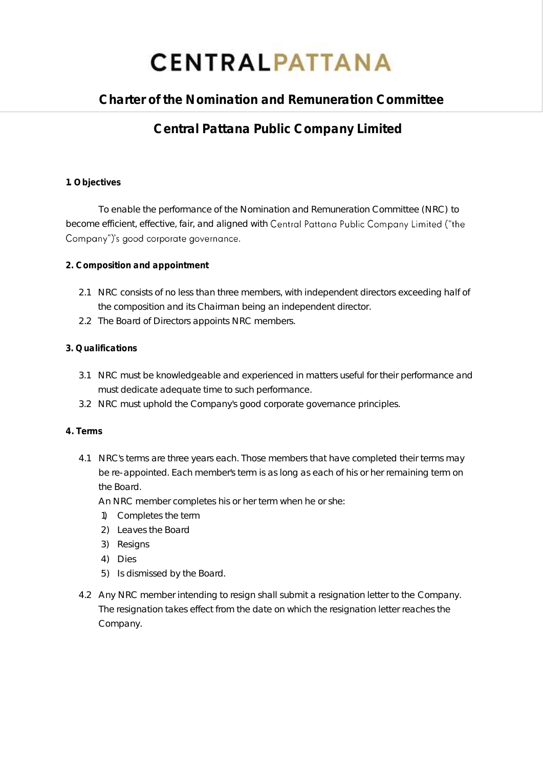# CENTRALPATTANA

## Charter of the Nomination and Remuneration Committee

## Central Pattana Public Company Limited

**1. Objectives**

To enable the performance of the Nomination and Remuneration Committee (NRC) to become efficient, effective, fair, and aligned with Central Pattana Public Company Limited ("the Company")'s good corporate governance.

**2. Composition and appointment**

2.1 NRC consists of no less than three members, with independent directors exceeding half of the composition and its Chairman being an independent director.

2.2 The Board of Directors appoints NRC members.

**3. Qualifications**

3.1 NRC must be knowledgeable and experienced in matters useful for their performance and must dedicate adequate time to such performance.

3.2 NRC must uphold the Company's good corporate governance principles.

**4. Terms**

4.1 NRC's terms are three years each. Those members that have completed their terms may be re-appointed. Each member's term is as long as each of his or her remaining term on the Board.

An NRC member completes his or her term when he or she:

1) Completes the term
2) Leaves the Board
3) Resigns
4) Dies
5) Is dismissed by the Board.

4.2 Any NRC member intending to resign shall submit a resignation letter to the Company. The resignation takes effect from the date on which the resignation letter reaches the Company.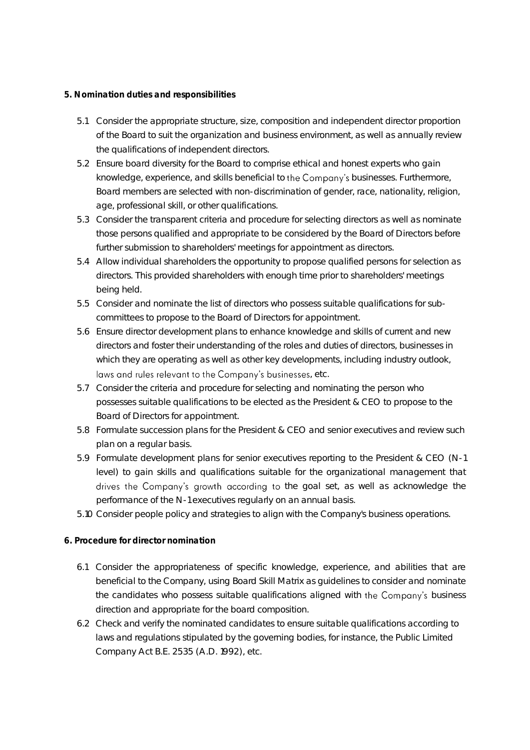**5. Nomination duties and responsibilities**

5.1 Consider the appropriate structure, size, composition and independent director proportion of the Board to suit the organization and business environment, as well as annually review the qualifications of independent directors.

5.2 Ensure board diversity for the Board to comprise ethical and honest experts who gain knowledge, experience, and skills beneficial to the Company's businesses. Furthermore, Board members are selected with non-discrimination of gender, race, nationality, religion, age, professional skill, or other qualifications.

5.3 Consider the transparent criteria and procedure for selecting directors as well as nominate those persons qualified and appropriate to be considered by the Board of Directors before further submission to shareholders' meetings for appointment as directors.

5.4 Allow individual shareholders the opportunity to propose qualified persons for selection as directors. This provided shareholders with enough time prior to shareholders' meetings being held.

5.5 Consider and nominate the list of directors who possess suitable qualifications for sub-committees to propose to the Board of Directors for appointment.

5.6 Ensure director development plans to enhance knowledge and skills of current and new directors and foster their understanding of the roles and duties of directors, businesses in which they are operating as well as other key developments, including industry outlook, laws and rules relevant to the Company's businesses, etc.

5.7 Consider the criteria and procedure for selecting and nominating the person who possesses suitable qualifications to be elected as the President & CEO to propose to the Board of Directors for appointment.

5.8 Formulate succession plans for the President & CEO and senior executives and review such plan on a regular basis.

5.9 Formulate development plans for senior executives reporting to the President & CEO (N-1 level) to gain skills and qualifications suitable for the organizational management that drives the Company's growth according to the goal set, as well as acknowledge the performance of the N-1 executives regularly on an annual basis.

5.10 Consider people policy and strategies to align with the Company's business operations.

**6. Procedure for director nomination**

6.1 Consider the appropriateness of specific knowledge, experience, and abilities that are beneficial to the Company, using Board Skill Matrix as guidelines to consider and nominate the candidates who possess suitable qualifications aligned with the Company's business direction and appropriate for the board composition.

6.2 Check and verify the nominated candidates to ensure suitable qualifications according to laws and regulations stipulated by the governing bodies, for instance, the Public Limited Company Act B.E. 2535 (A.D. 1992), etc.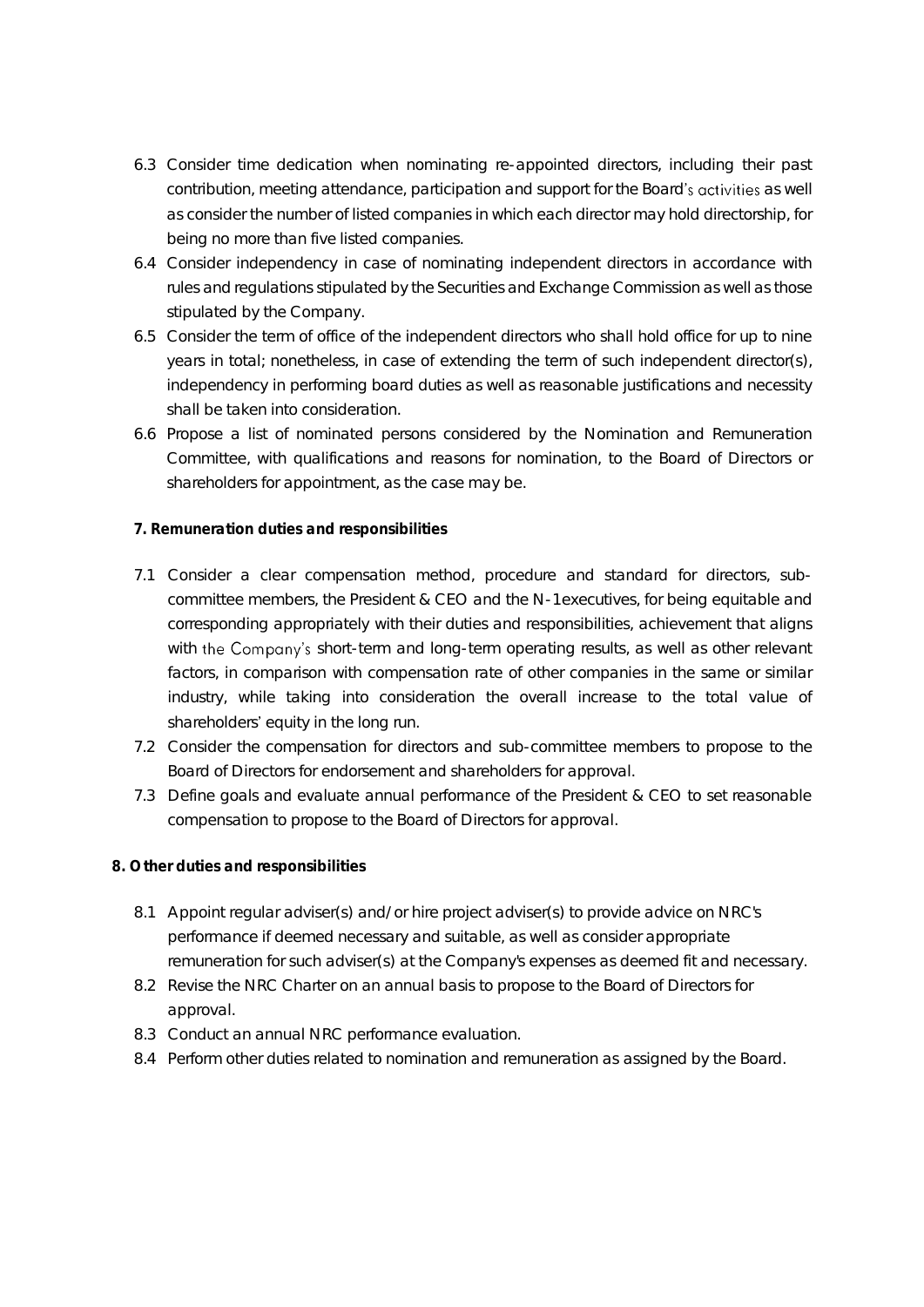6.3 Consider time dedication when nominating re-appointed directors, including their past contribution, meeting attendance, participation and support for the Board's activities as well as consider the number of listed companies in which each director may hold directorship, for being no more than five listed companies.

6.4 Consider independency in case of nominating independent directors in accordance with rules and regulations stipulated by the Securities and Exchange Commission as well as those stipulated by the Company.

6.5 Consider the term of office of the independent directors who shall hold office for up to nine years in total; nonetheless, in case of extending the term of such independent director(s), independency in performing board duties as well as reasonable justifications and necessity shall be taken into consideration.

6.6 Propose a list of nominated persons considered by the Nomination and Remuneration Committee, with qualifications and reasons for nomination, to the Board of Directors or shareholders for appointment, as the case may be.

**7. Remuneration duties and responsibilities**

7.1 Consider a clear compensation method, procedure and standard for directors, sub-committee members, the President & CEO and the N-1executives, for being equitable and corresponding appropriately with their duties and responsibilities, achievement that aligns with the Company's short-term and long-term operating results, as well as other relevant factors, in comparison with compensation rate of other companies in the same or similar industry, while taking into consideration the overall increase to the total value of shareholders' equity in the long run.

7.2 Consider the compensation for directors and sub-committee members to propose to the Board of Directors for endorsement and shareholders for approval.

7.3 Define goals and evaluate annual performance of the President & CEO to set reasonable compensation to propose to the Board of Directors for approval.

**8. Other duties and responsibilities**

8.1 Appoint regular adviser(s) and/or hire project adviser(s) to provide advice on NRC's performance if deemed necessary and suitable, as well as consider appropriate remuneration for such adviser(s) at the Company's expenses as deemed fit and necessary.

8.2 Revise the NRC Charter on an annual basis to propose to the Board of Directors for approval.

8.3 Conduct an annual NRC performance evaluation.

8.4 Perform other duties related to nomination and remuneration as assigned by the Board.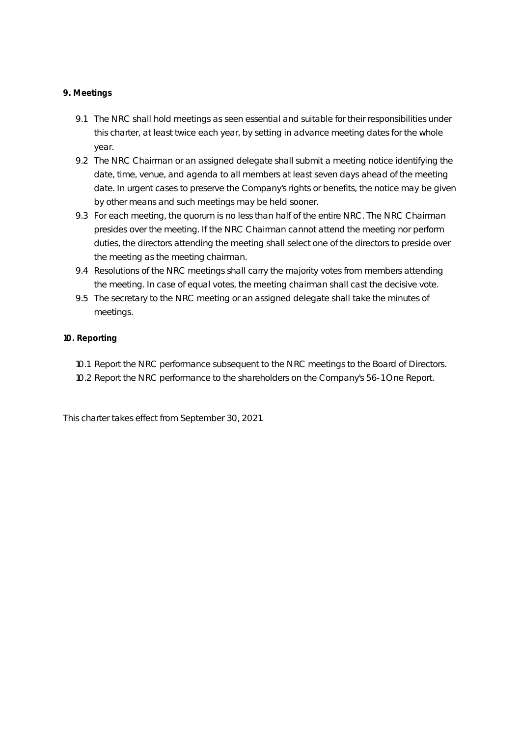**9. Meetings**

9.1 The NRC shall hold meetings as seen essential and suitable for their responsibilities under this charter, at least twice each year, by setting in advance meeting dates for the whole year.

9.2 The NRC Chairman or an assigned delegate shall submit a meeting notice identifying the date, time, venue, and agenda to all members at least seven days ahead of the meeting date. In urgent cases to preserve the Company's rights or benefits, the notice may be given by other means and such meetings may be held sooner.

9.3 For each meeting, the quorum is no less than half of the entire NRC. The NRC Chairman presides over the meeting. If the NRC Chairman cannot attend the meeting nor perform duties, the directors attending the meeting shall select one of the directors to preside over the meeting as the meeting chairman.

9.4 Resolutions of the NRC meetings shall carry the majority votes from members attending the meeting. In case of equal votes, the meeting chairman shall cast the decisive vote.

9.5 The secretary to the NRC meeting or an assigned delegate shall take the minutes of meetings.

**10. Reporting**

10.1 Report the NRC performance subsequent to the NRC meetings to the Board of Directors.

10.2 Report the NRC performance to the shareholders on the Company's 56-1 One Report.

This charter takes effect from September 30, 2021.